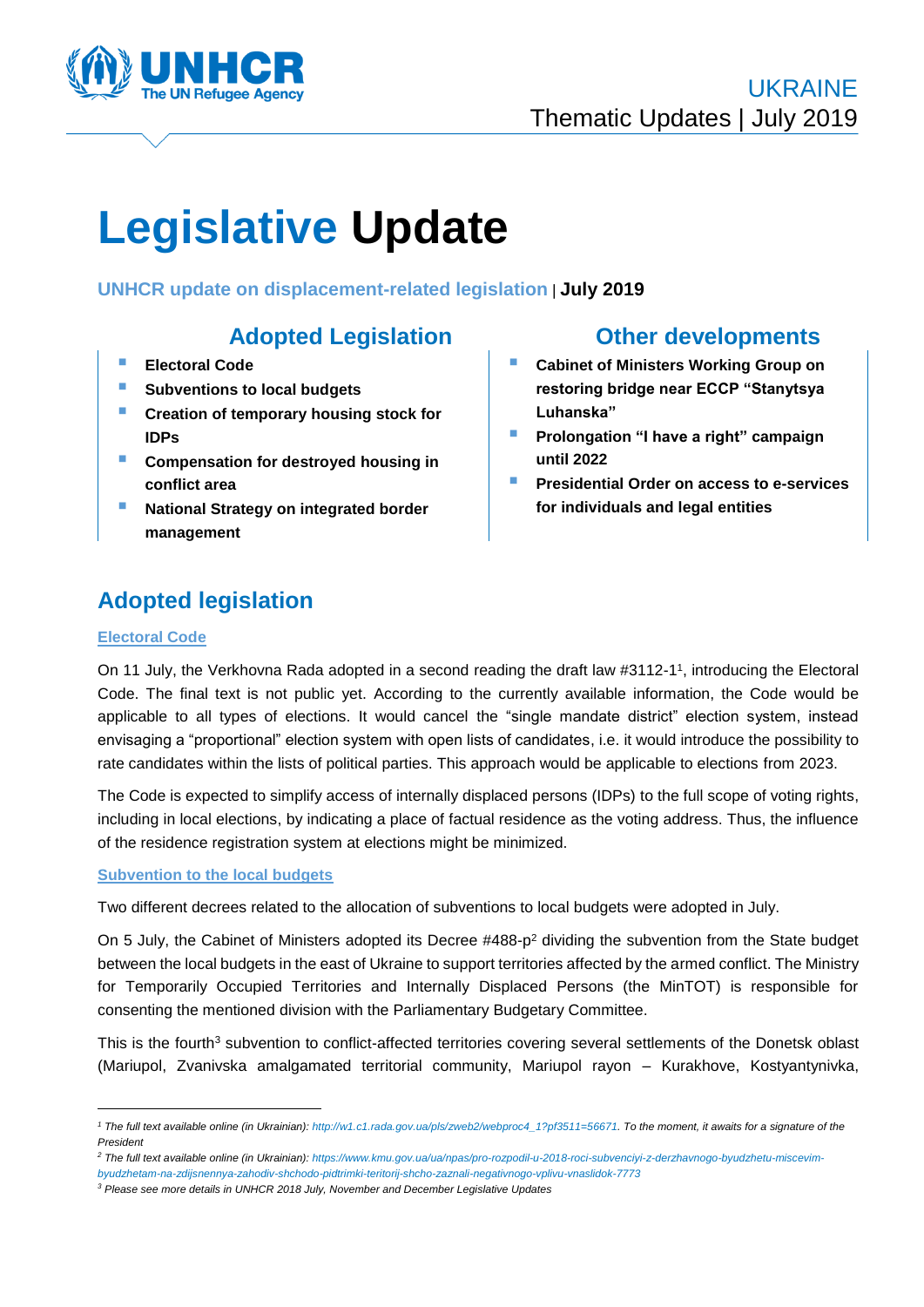UKRAINE
Thematic Updates | July 2019

# Legislative Update

**UNHCR update on displacement-related legislation** | **July 2019**

## Adopted Legislation

- **Electoral Code**
- **Subventions to local budgets**
- **Creation of temporary housing stock for IDPs**
- **Compensation for destroyed housing in conflict area**
- **National Strategy on integrated border management**

## Other developments

- **Cabinet of Ministers Working Group on restoring bridge near ECCP "Stanytsya Luhanska"**
- **Prolongation "I have a right" campaign until 2022**
- **Presidential Order on access to e-services for individuals and legal entities**

## Adopted legislation

### Electoral Code

On 11 July, the Verkhovna Rada adopted in a second reading the draft law #3112-1[1], introducing the Electoral Code. The final text is not public yet. According to the currently available information, the Code would be applicable to all types of elections. It would cancel the "single mandate district" election system, instead envisaging a "proportional" election system with open lists of candidates, i.e. it would introduce the possibility to rate candidates within the lists of political parties. This approach would be applicable to elections from 2023.

The Code is expected to simplify access of internally displaced persons (IDPs) to the full scope of voting rights, including in local elections, by indicating a place of factual residence as the voting address. Thus, the influence of the residence registration system at elections might be minimized.

### Subvention to the local budgets

Two different decrees related to the allocation of subventions to local budgets were adopted in July.

On 5 July, the Cabinet of Ministers adopted its Decree #488-p[2] dividing the subvention from the State budget between the local budgets in the east of Ukraine to support territories affected by the armed conflict. The Ministry for Temporarily Occupied Territories and Internally Displaced Persons (the MinTOT) is responsible for consenting the mentioned division with the Parliamentary Budgetary Committee.

This is the fourth[3] subvention to conflict-affected territories covering several settlements of the Donetsk oblast (Mariupol, Zvanivska amalgamated territorial community, Mariupol rayon – Kurakhove, Kostyantynivka,

---

[1] *The full text available online (in Ukrainian): http://w1.c1.rada.gov.ua/pls/zweb2/webproc4_1?pf3511=56671. To the moment, it awaits for a signature of the President*

[2] *The full text available online (in Ukrainian): https://www.kmu.gov.ua/ua/npas/pro-rozpodil-u-2018-roci-subvenciyi-z-derzhavnogo-byudzhetu-miscevim-byudzhetam-na-zdijsnennya-zahodiv-shchodo-pidtrimki-teritorij-shcho-zaznali-negativnogo-vplivu-vnaslidok-7773*

[3] *Please see more details in UNHCR 2018 July, November and December Legislative Updates*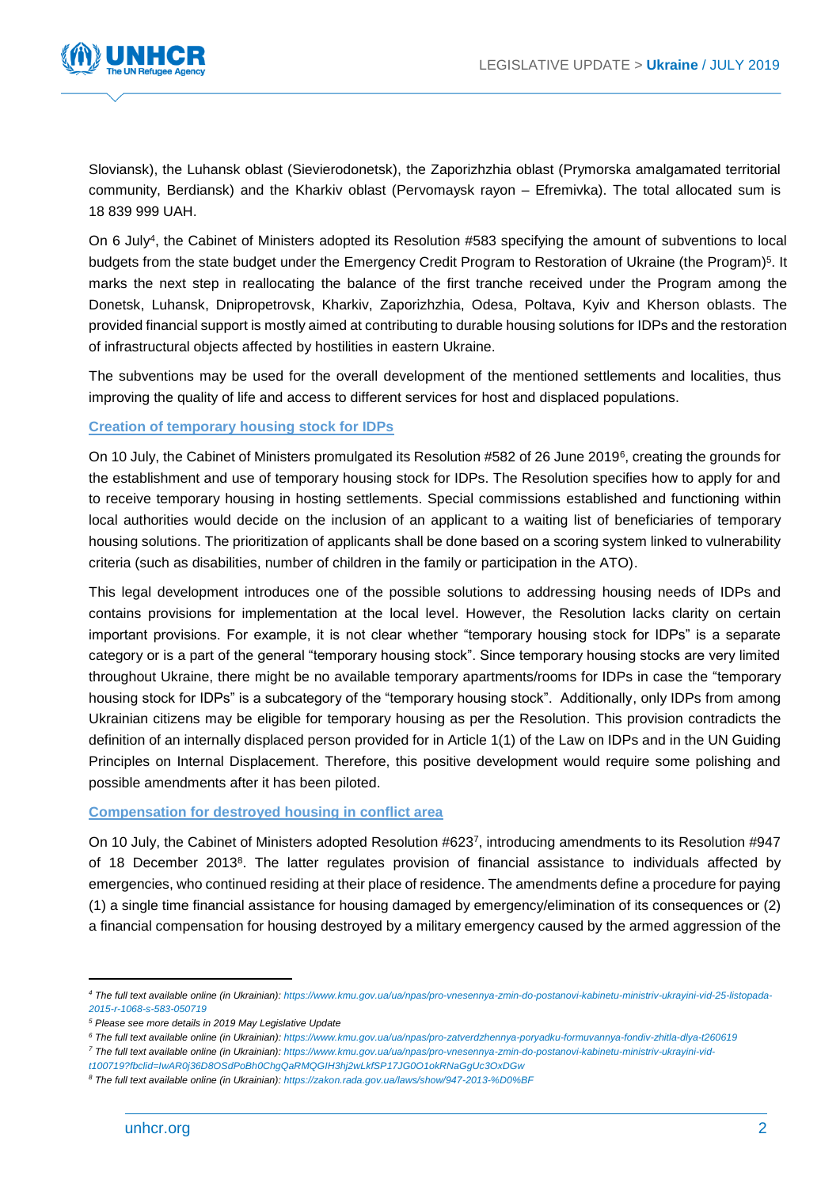Sloviansk), the Luhansk oblast (Sievierodonetsk), the Zaporizhzhia oblast (Prymorska amalgamated territorial community, Berdiansk) and the Kharkiv oblast (Pervomaysk rayon – Efremivka). The total allocated sum is 18 839 999 UAH.

On 6 July[4], the Cabinet of Ministers adopted its Resolution #583 specifying the amount of subventions to local budgets from the state budget under the Emergency Credit Program to Restoration of Ukraine (the Program)[5]. It marks the next step in reallocating the balance of the first tranche received under the Program among the Donetsk, Luhansk, Dnipropetrovsk, Kharkiv, Zaporizhzhia, Odesa, Poltava, Kyiv and Kherson oblasts. The provided financial support is mostly aimed at contributing to durable housing solutions for IDPs and the restoration of infrastructural objects affected by hostilities in eastern Ukraine.

The subventions may be used for the overall development of the mentioned settlements and localities, thus improving the quality of life and access to different services for host and displaced populations.

### Creation of temporary housing stock for IDPs

On 10 July, the Cabinet of Ministers promulgated its Resolution #582 of 26 June 2019[6], creating the grounds for the establishment and use of temporary housing stock for IDPs. The Resolution specifies how to apply for and to receive temporary housing in hosting settlements. Special commissions established and functioning within local authorities would decide on the inclusion of an applicant to a waiting list of beneficiaries of temporary housing solutions. The prioritization of applicants shall be done based on a scoring system linked to vulnerability criteria (such as disabilities, number of children in the family or participation in the ATO).

This legal development introduces one of the possible solutions to addressing housing needs of IDPs and contains provisions for implementation at the local level. However, the Resolution lacks clarity on certain important provisions. For example, it is not clear whether "temporary housing stock for IDPs" is a separate category or is a part of the general "temporary housing stock". Since temporary housing stocks are very limited throughout Ukraine, there might be no available temporary apartments/rooms for IDPs in case the "temporary housing stock for IDPs" is a subcategory of the "temporary housing stock". Additionally, only IDPs from among Ukrainian citizens may be eligible for temporary housing as per the Resolution. This provision contradicts the definition of an internally displaced person provided for in Article 1(1) of the Law on IDPs and in the UN Guiding Principles on Internal Displacement. Therefore, this positive development would require some polishing and possible amendments after it has been piloted.

### Compensation for destroyed housing in conflict area

On 10 July, the Cabinet of Ministers adopted Resolution #623[7], introducing amendments to its Resolution #947 of 18 December 2013[8]. The latter regulates provision of financial assistance to individuals affected by emergencies, who continued residing at their place of residence. The amendments define a procedure for paying (1) a single time financial assistance for housing damaged by emergency/elimination of its consequences or (2) a financial compensation for housing destroyed by a military emergency caused by the armed aggression of the

---

[4] *The full text available online (in Ukrainian): https://www.kmu.gov.ua/ua/npas/pro-vnesennya-zmin-do-postanovi-kabinetu-ministriv-ukrayini-vid-25-listopada-2015-r-1068-s-583-050719*

[5] *Please see more details in 2019 May Legislative Update*

[6] *The full text available online (in Ukrainian): https://www.kmu.gov.ua/ua/npas/pro-zatverdzhennya-poryadku-formuvannya-fondiv-zhitla-dlya-t260619*

[7] *The full text available online (in Ukrainian): https://www.kmu.gov.ua/ua/npas/pro-vnesennya-zmin-do-postanovi-kabinetu-ministriv-ukrayini-vid-t100719?fbclid=IwAR0j36D8OSdPoBh0ChgQaRMQGIH3hj2wLkfSP17JG0O1okRNaGgUc3OxDGw*

[8] *The full text available online (in Ukrainian): https://zakon.rada.gov.ua/laws/show/947-2013-%D0%BF*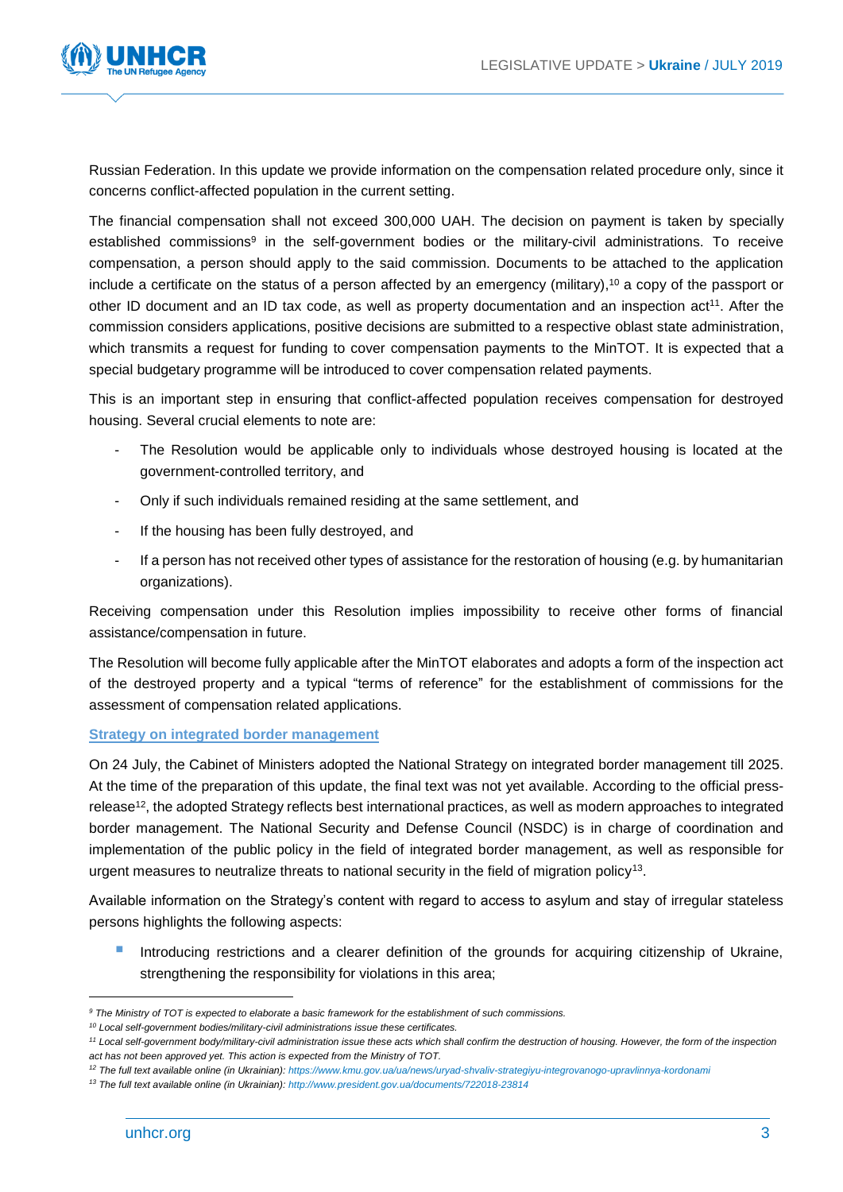Russian Federation. In this update we provide information on the compensation related procedure only, since it concerns conflict-affected population in the current setting.

The financial compensation shall not exceed 300,000 UAH. The decision on payment is taken by specially established commissions[9] in the self-government bodies or the military-civil administrations. To receive compensation, a person should apply to the said commission. Documents to be attached to the application include a certificate on the status of a person affected by an emergency (military),[10] a copy of the passport or other ID document and an ID tax code, as well as property documentation and an inspection act[11]. After the commission considers applications, positive decisions are submitted to a respective oblast state administration, which transmits a request for funding to cover compensation payments to the MinTOT. It is expected that a special budgetary programme will be introduced to cover compensation related payments.

This is an important step in ensuring that conflict-affected population receives compensation for destroyed housing. Several crucial elements to note are:

- The Resolution would be applicable only to individuals whose destroyed housing is located at the government-controlled territory, and
- Only if such individuals remained residing at the same settlement, and
- If the housing has been fully destroyed, and
- If a person has not received other types of assistance for the restoration of housing (e.g. by humanitarian organizations).

Receiving compensation under this Resolution implies impossibility to receive other forms of financial assistance/compensation in future.

The Resolution will become fully applicable after the MinTOT elaborates and adopts a form of the inspection act of the destroyed property and a typical "terms of reference" for the establishment of commissions for the assessment of compensation related applications.

### Strategy on integrated border management

On 24 July, the Cabinet of Ministers adopted the National Strategy on integrated border management till 2025. At the time of the preparation of this update, the final text was not yet available. According to the official press-release[12], the adopted Strategy reflects best international practices, as well as modern approaches to integrated border management. The National Security and Defense Council (NSDC) is in charge of coordination and implementation of the public policy in the field of integrated border management, as well as responsible for urgent measures to neutralize threats to national security in the field of migration policy[13].

Available information on the Strategy's content with regard to access to asylum and stay of irregular stateless persons highlights the following aspects:

- Introducing restrictions and a clearer definition of the grounds for acquiring citizenship of Ukraine, strengthening the responsibility for violations in this area;

---

*[9] The Ministry of TOT is expected to elaborate a basic framework for the establishment of such commissions.*

*[10] Local self-government bodies/military-civil administrations issue these certificates.*

*[11] Local self-government body/military-civil administration issue these acts which shall confirm the destruction of housing. However, the form of the inspection act has not been approved yet. This action is expected from the Ministry of TOT.*

*[12] The full text available online (in Ukrainian): https://www.kmu.gov.ua/ua/news/uryad-shvaliv-strategiyu-integrovanogo-upravlinnya-kordonami*

*[13] The full text available online (in Ukrainian): http://www.president.gov.ua/documents/722018-23814*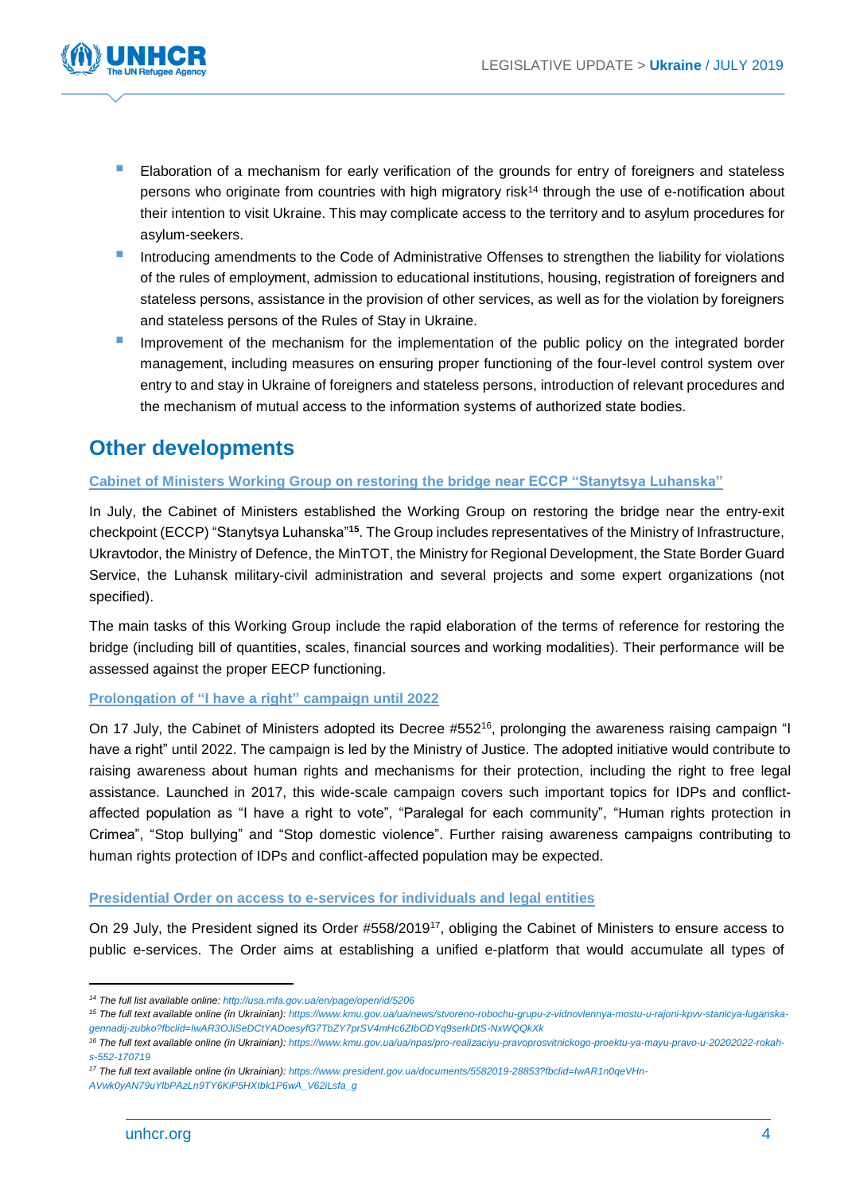- Elaboration of a mechanism for early verification of the grounds for entry of foreigners and stateless persons who originate from countries with high migratory risk[14] through the use of e-notification about their intention to visit Ukraine. This may complicate access to the territory and to asylum procedures for asylum-seekers.
- Introducing amendments to the Code of Administrative Offenses to strengthen the liability for violations of the rules of employment, admission to educational institutions, housing, registration of foreigners and stateless persons, assistance in the provision of other services, as well as for the violation by foreigners and stateless persons of the Rules of Stay in Ukraine.
- Improvement of the mechanism for the implementation of the public policy on the integrated border management, including measures on ensuring proper functioning of the four-level control system over entry to and stay in Ukraine of foreigners and stateless persons, introduction of relevant procedures and the mechanism of mutual access to the information systems of authorized state bodies.

## Other developments

### Cabinet of Ministers Working Group on restoring the bridge near ECCP "Stanytsya Luhanska"

In July, the Cabinet of Ministers established the Working Group on restoring the bridge near the entry-exit checkpoint (ECCP) "Stanytsya Luhanska"[15]. The Group includes representatives of the Ministry of Infrastructure, Ukravtodor, the Ministry of Defence, the MinTOT, the Ministry for Regional Development, the State Border Guard Service, the Luhansk military-civil administration and several projects and some expert organizations (not specified).

The main tasks of this Working Group include the rapid elaboration of the terms of reference for restoring the bridge (including bill of quantities, scales, financial sources and working modalities). Their performance will be assessed against the proper EECP functioning.

### Prolongation of "I have a right" campaign until 2022

On 17 July, the Cabinet of Ministers adopted its Decree #552[16], prolonging the awareness raising campaign "I have a right" until 2022. The campaign is led by the Ministry of Justice. The adopted initiative would contribute to raising awareness about human rights and mechanisms for their protection, including the right to free legal assistance. Launched in 2017, this wide-scale campaign covers such important topics for IDPs and conflict-affected population as "I have a right to vote", "Paralegal for each community", "Human rights protection in Crimea", "Stop bullying" and "Stop domestic violence". Further raising awareness campaigns contributing to human rights protection of IDPs and conflict-affected population may be expected.

### Presidential Order on access to e-services for individuals and legal entities

On 29 July, the President signed its Order #558/2019[17], obliging the Cabinet of Ministers to ensure access to public e-services. The Order aims at establishing a unified e-platform that would accumulate all types of

---

[14] *The full list available online: http://usa.mfa.gov.ua/en/page/open/id/5206*

[15] *The full text available online (in Ukrainian): https://www.kmu.gov.ua/ua/news/stvoreno-robochu-grupu-z-vidnovlennya-mostu-u-rajoni-kpvv-stanicya-luganska-gennadij-zubko?fbclid=IwAR3OJiSeDCtYADoesyfG7TbZY7prSV4mHc6ZIbODYq9serkDtS-NxWQQkXk*

[16] *The full text available online (in Ukrainian): https://www.kmu.gov.ua/ua/npas/pro-realizaciyu-pravoprosvitnickogo-proektu-ya-mayu-pravo-u-20202022-rokah-s-552-170719*

[17] *The full text available online (in Ukrainian): https://www.president.gov.ua/documents/5582019-28853?fbclid=IwAR1n0qeVHn-AVwk0yAN79uYlbPAzLn9TY6KiP5HXIbk1P6wA_V62iLsfa_g*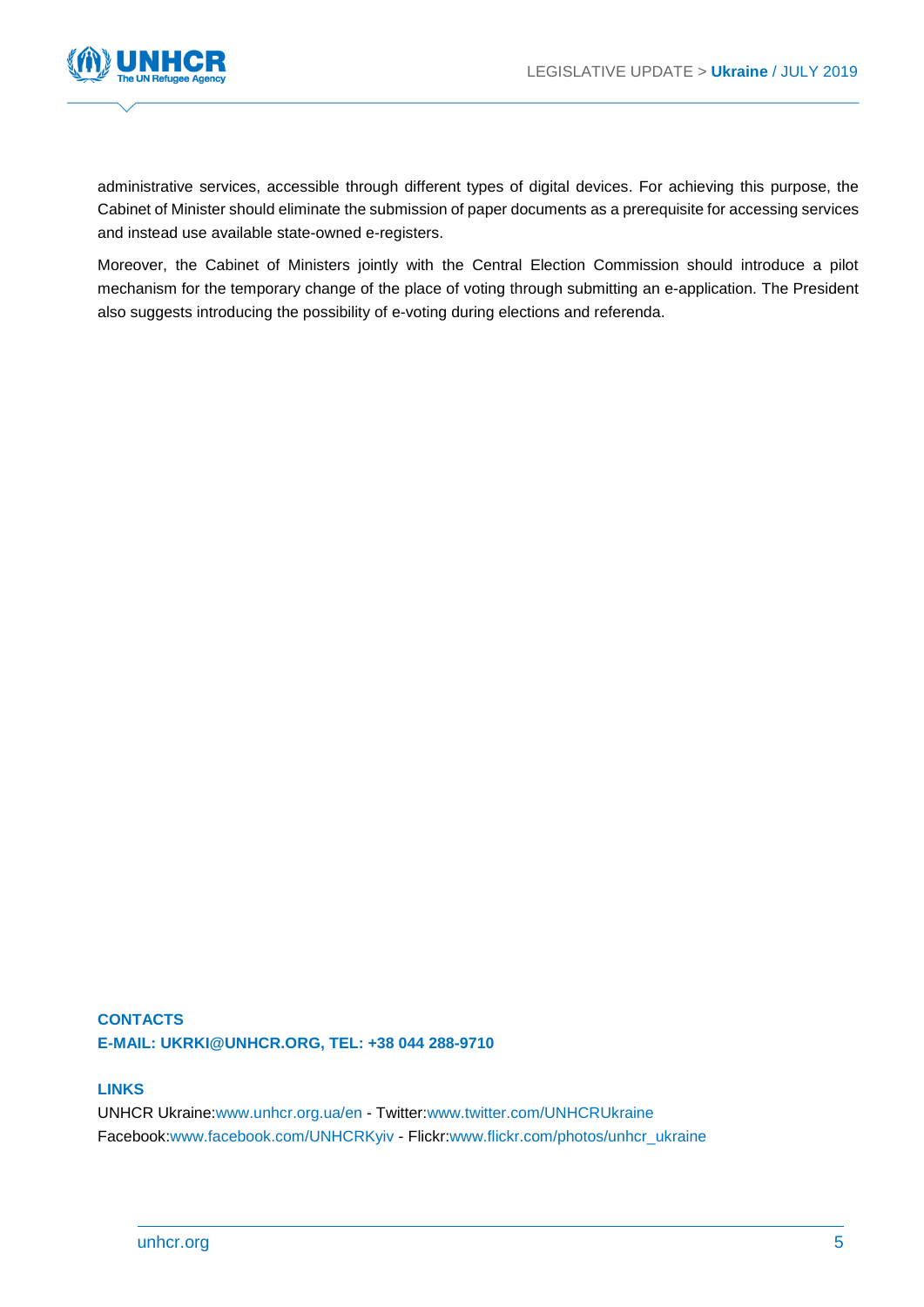administrative services, accessible through different types of digital devices. For achieving this purpose, the Cabinet of Minister should eliminate the submission of paper documents as a prerequisite for accessing services and instead use available state-owned e-registers.

Moreover, the Cabinet of Ministers jointly with the Central Election Commission should introduce a pilot mechanism for the temporary change of the place of voting through submitting an e-application. The President also suggests introducing the possibility of e-voting during elections and referenda.

**CONTACTS**

**E-MAIL: UKRKI@UNHCR.ORG, TEL: +38 044 288-9710**

**LINKS**

UNHCR Ukraine:www.unhcr.org.ua/en - Twitter:www.twitter.com/UNHCRUkraine
Facebook:www.facebook.com/UNHCRKyiv - Flickr:www.flickr.com/photos/unhcr_ukraine